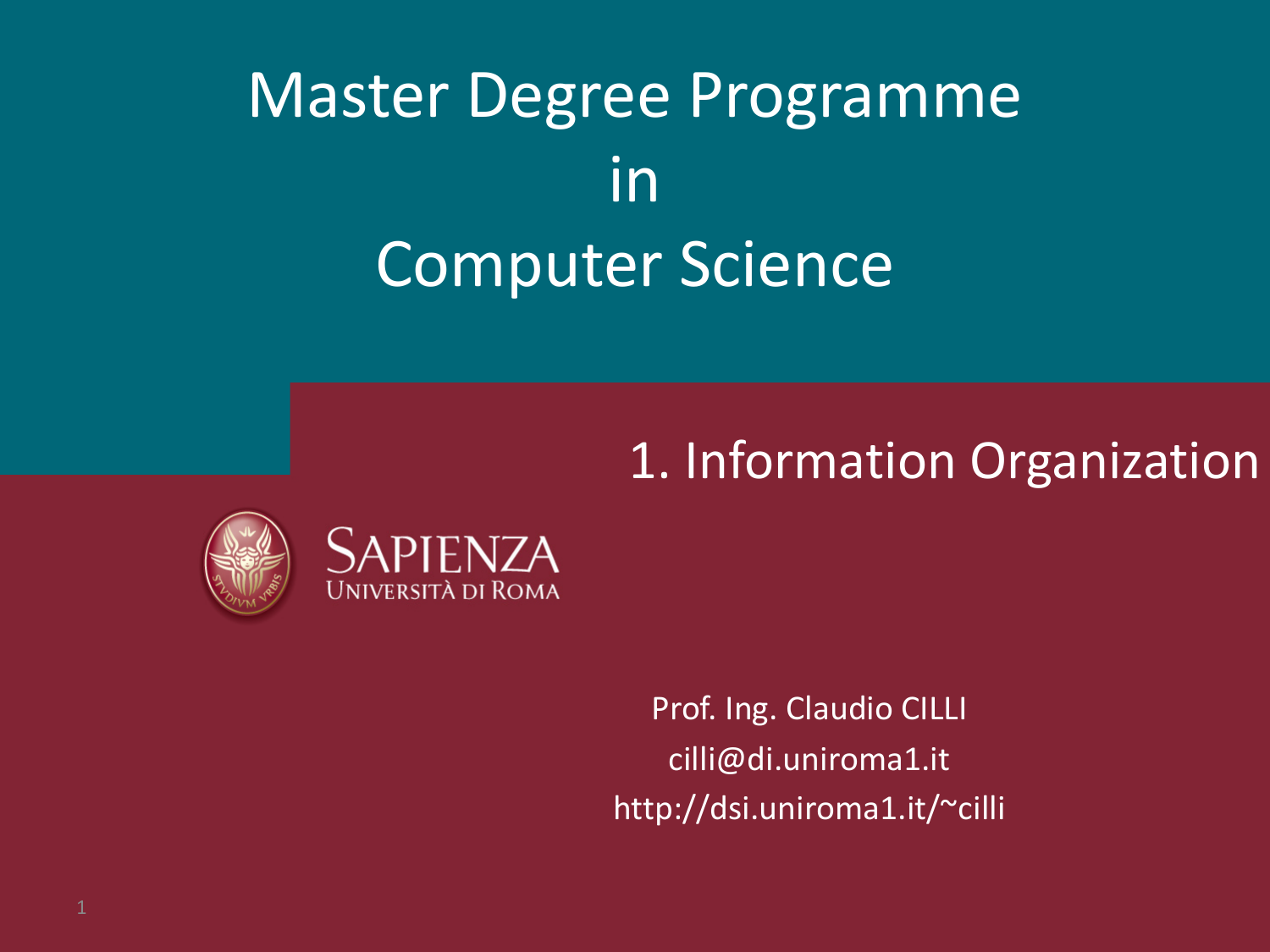# Master Degree Programme in Computer Science

## 1. Information Organization

SAPIENZA
UNIVERSITÀ DI ROMA

Prof. Ing. Claudio CILLI
cilli@di.uniroma1.it
http://dsi.uniroma1.it/~cilli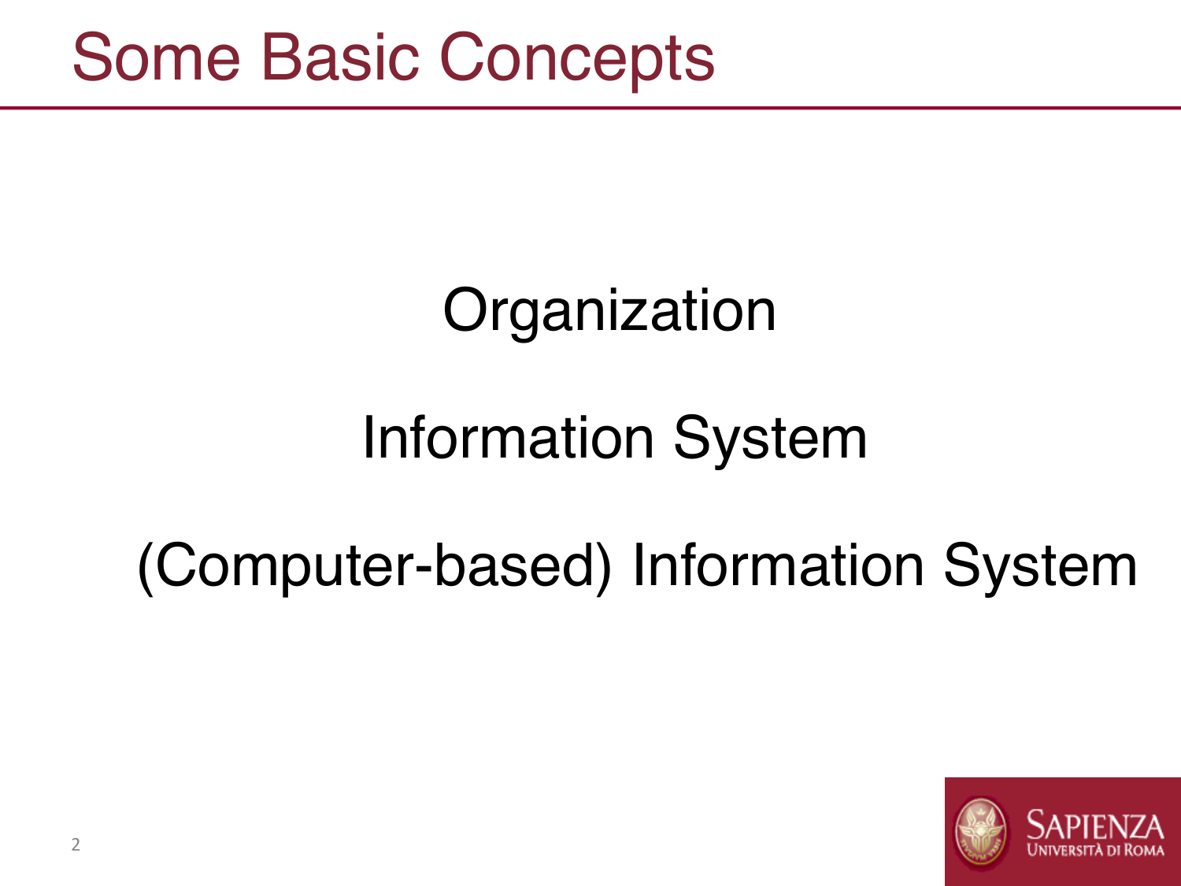# Some Basic Concepts

Organization

Information System

(Computer-based) Information System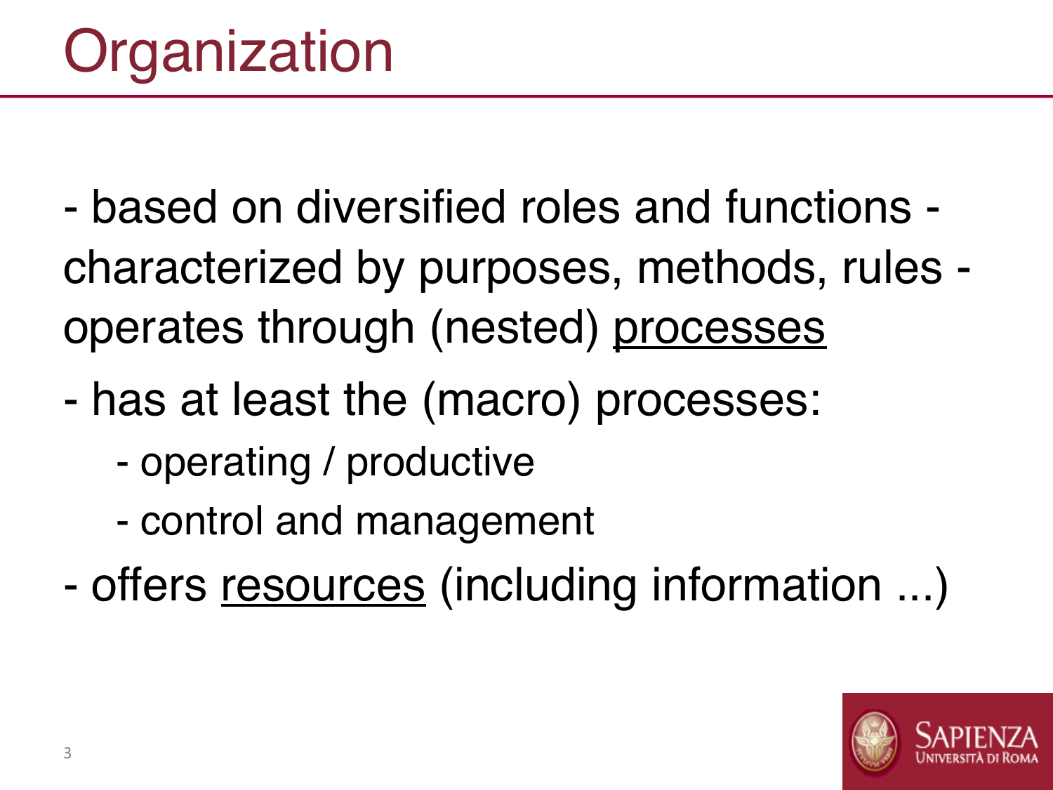# Organization

- based on diversified roles and functions - characterized by purposes, methods, rules - operates through (nested) <u>processes</u>
- has at least the (macro) processes:
  - operating / productive
  - control and management
- offers <u>resources</u> (including information ...)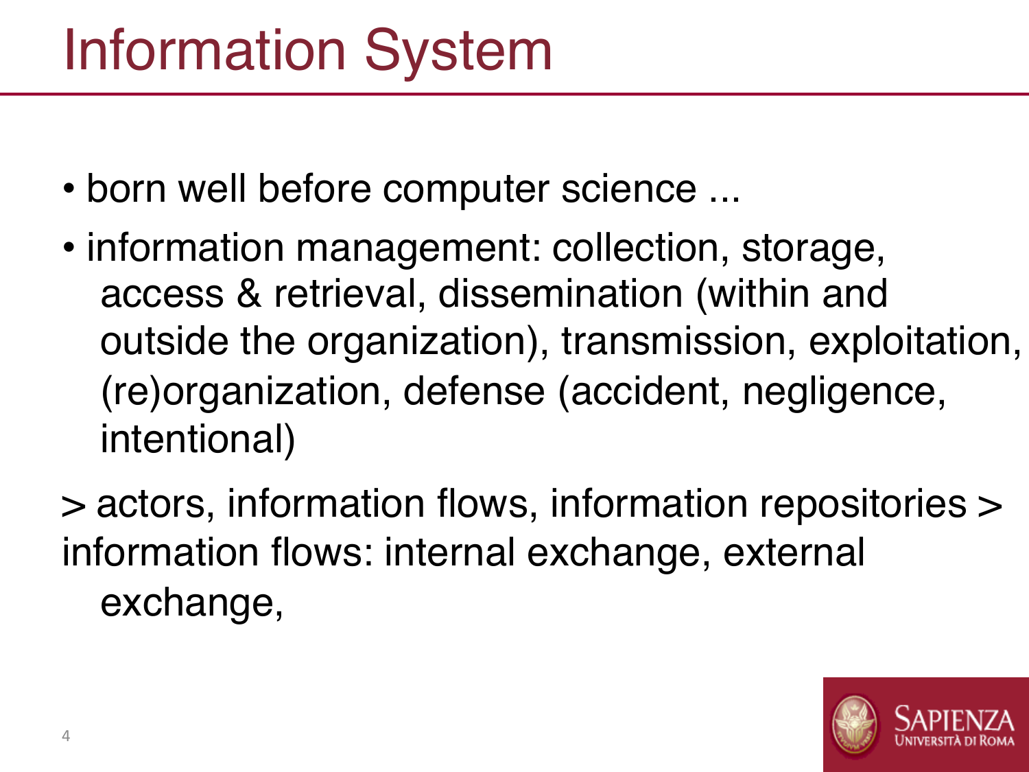# Information System

- born well before computer science ...
- information management: collection, storage, access & retrieval, dissemination (within and outside the organization), transmission, exploitation, (re)organization, defense (accident, negligence, intentional)

> actors, information flows, information repositories > information flows: internal exchange, external exchange,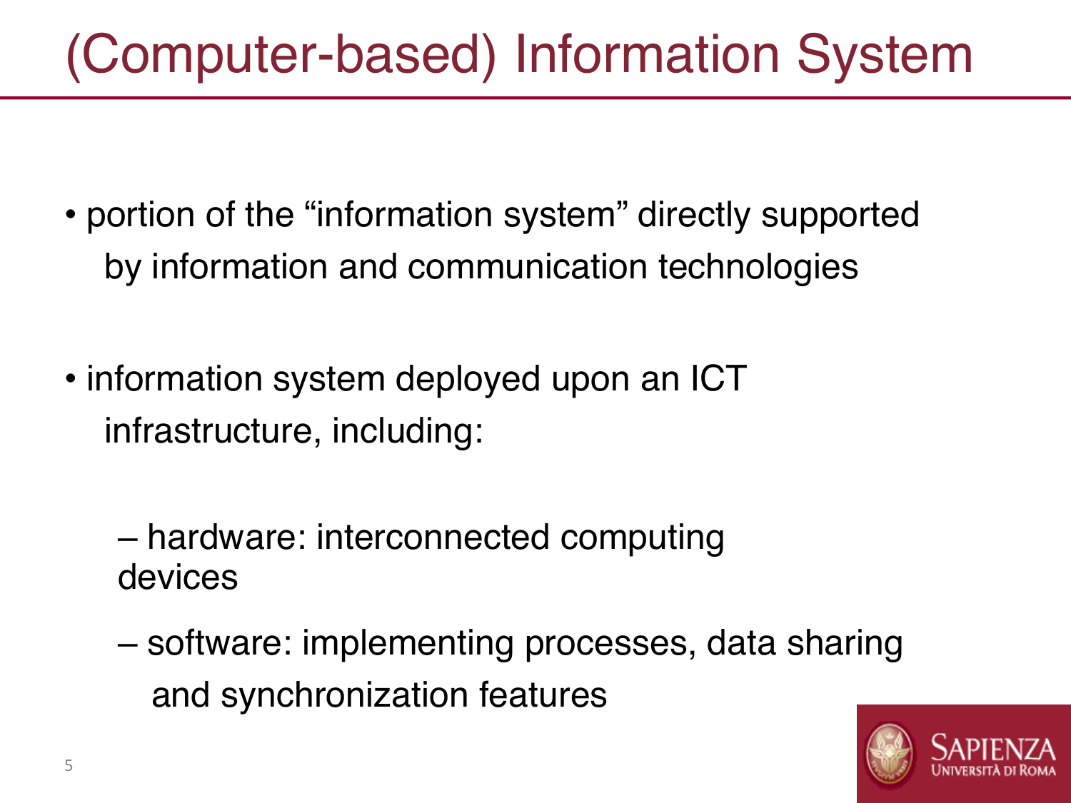# (Computer-based) Information System

- portion of the “information system” directly supported by information and communication technologies

- information system deployed upon an ICT infrastructure, including:

  - hardware: interconnected computing devices

  - software: implementing processes, data sharing and synchronization features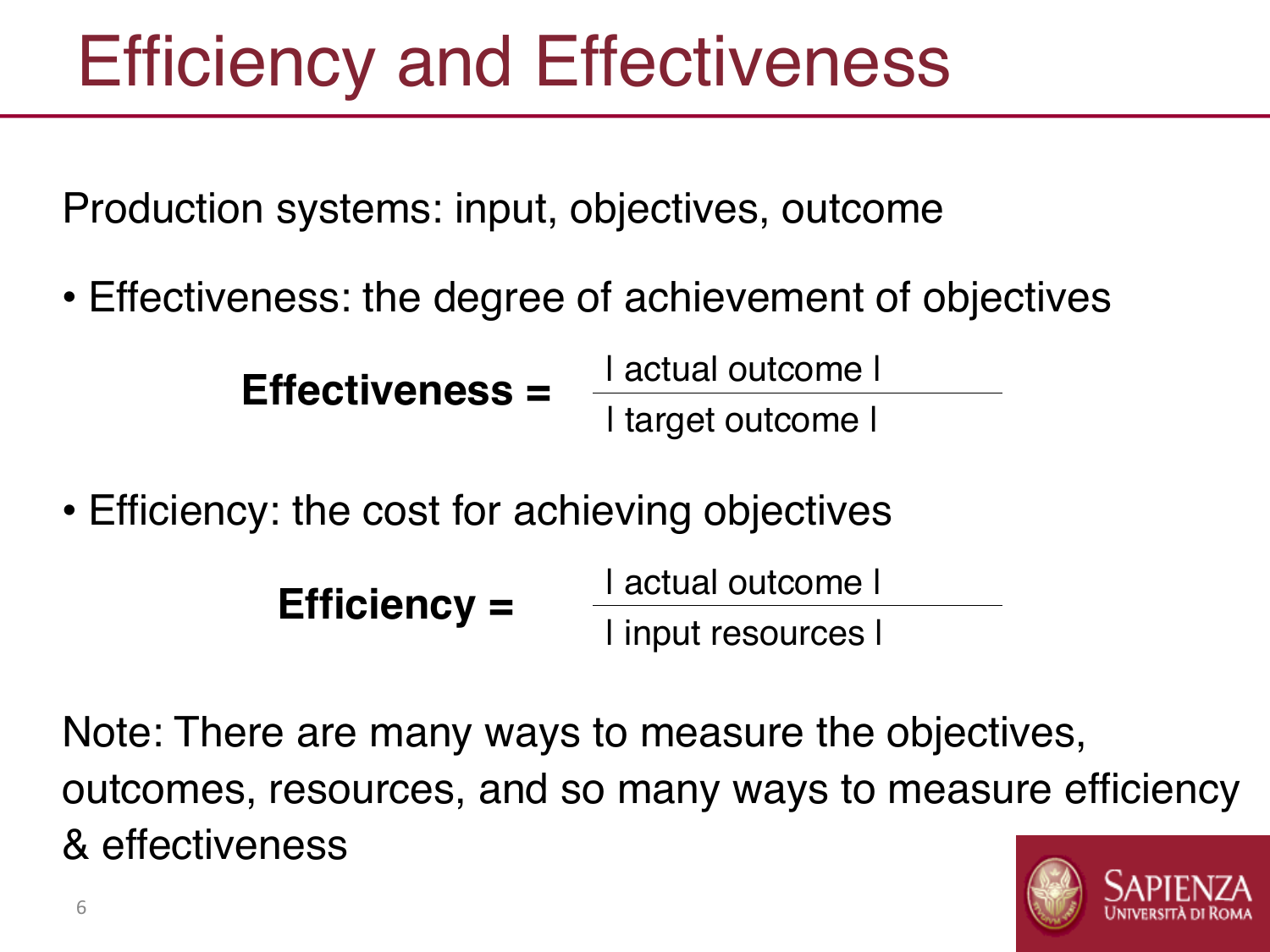# Efficiency and Effectiveness

Production systems: input, objectives, outcome

- Effectiveness: the degree of achievement of objectives

$$\textbf{Effectiveness} = \frac{|\text{ actual outcome }|}{|\text{ target outcome }|}$$

- Efficiency: the cost for achieving objectives

$$\textbf{Efficiency} = \frac{|\text{ actual outcome }|}{|\text{ input resources }|}$$

Note: There are many ways to measure the objectives, outcomes, resources, and so many ways to measure efficiency & effectiveness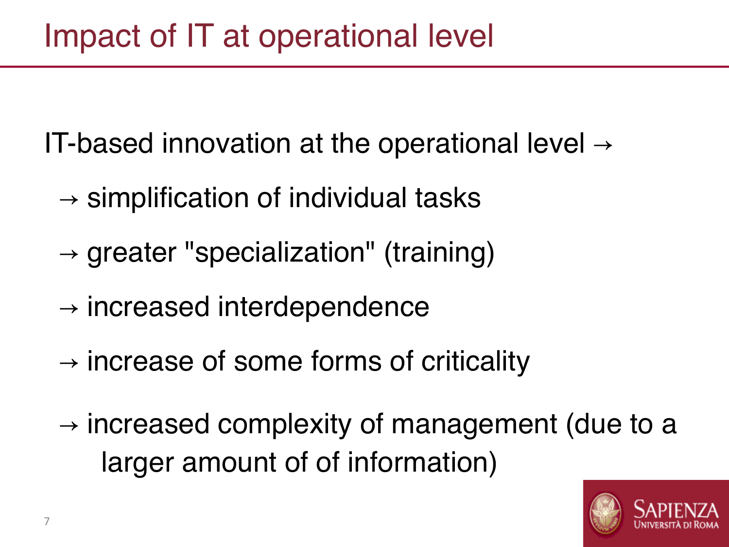# Impact of IT at operational level

IT-based innovation at the operational level →

- → simplification of individual tasks
- → greater "specialization" (training)
- → increased interdependence
- → increase of some forms of criticality
- → increased complexity of management (due to a larger amount of of information)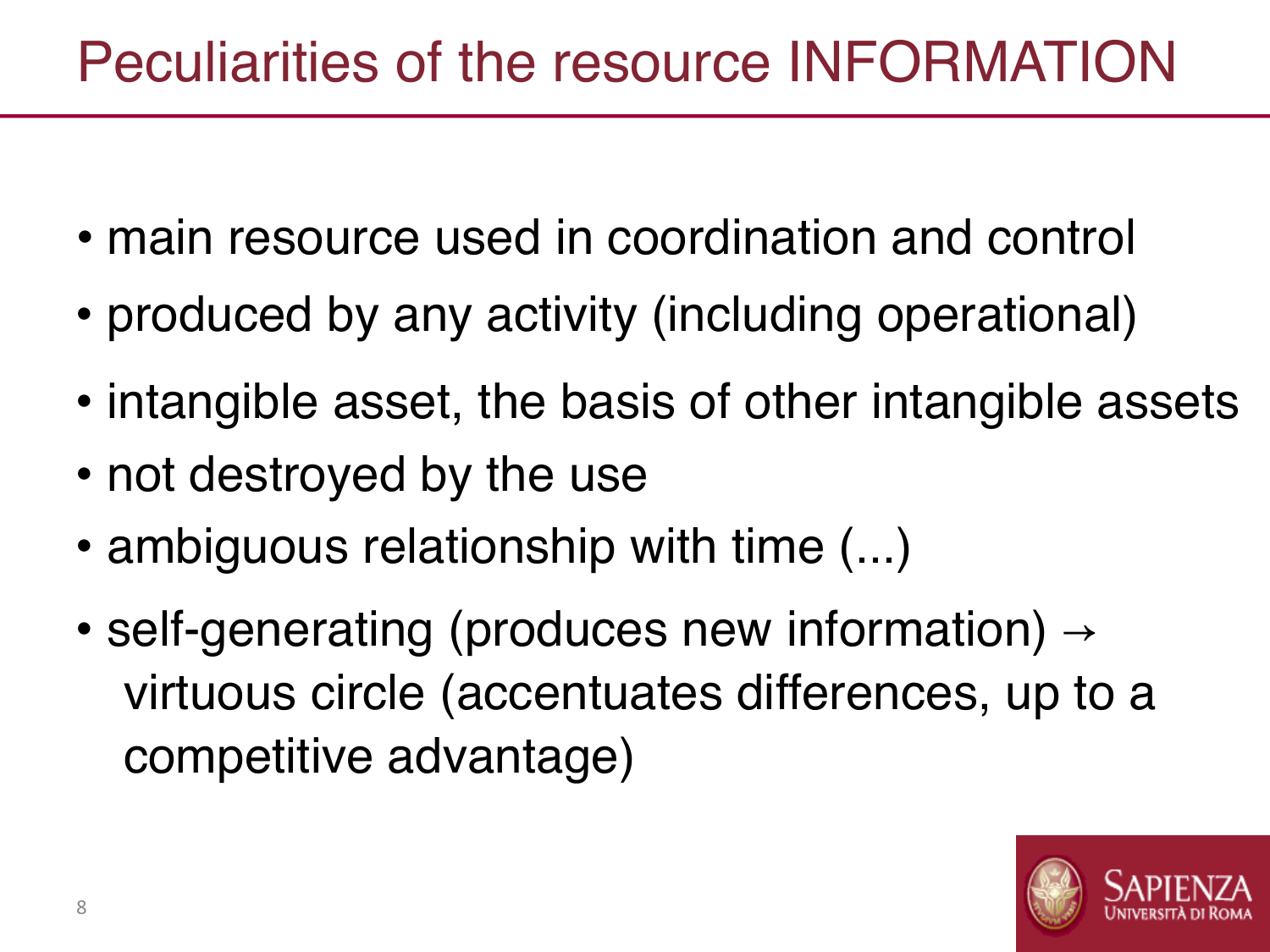# Peculiarities of the resource INFORMATION

- main resource used in coordination and control
- produced by any activity (including operational)
- intangible asset, the basis of other intangible assets
- not destroyed by the use
- ambiguous relationship with time (...)
- self-generating (produces new information) → virtuous circle (accentuates differences, up to a competitive advantage)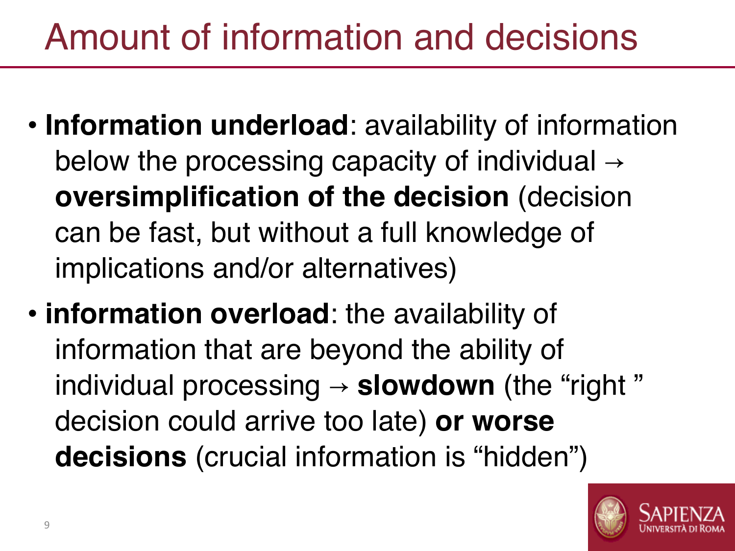# Amount of information and decisions

- **Information underload**: availability of information below the processing capacity of individual → **oversimplification of the decision** (decision can be fast, but without a full knowledge of implications and/or alternatives)
- **information overload**: the availability of information that are beyond the ability of individual processing → **slowdown** (the "right " decision could arrive too late) **or worse decisions** (crucial information is "hidden")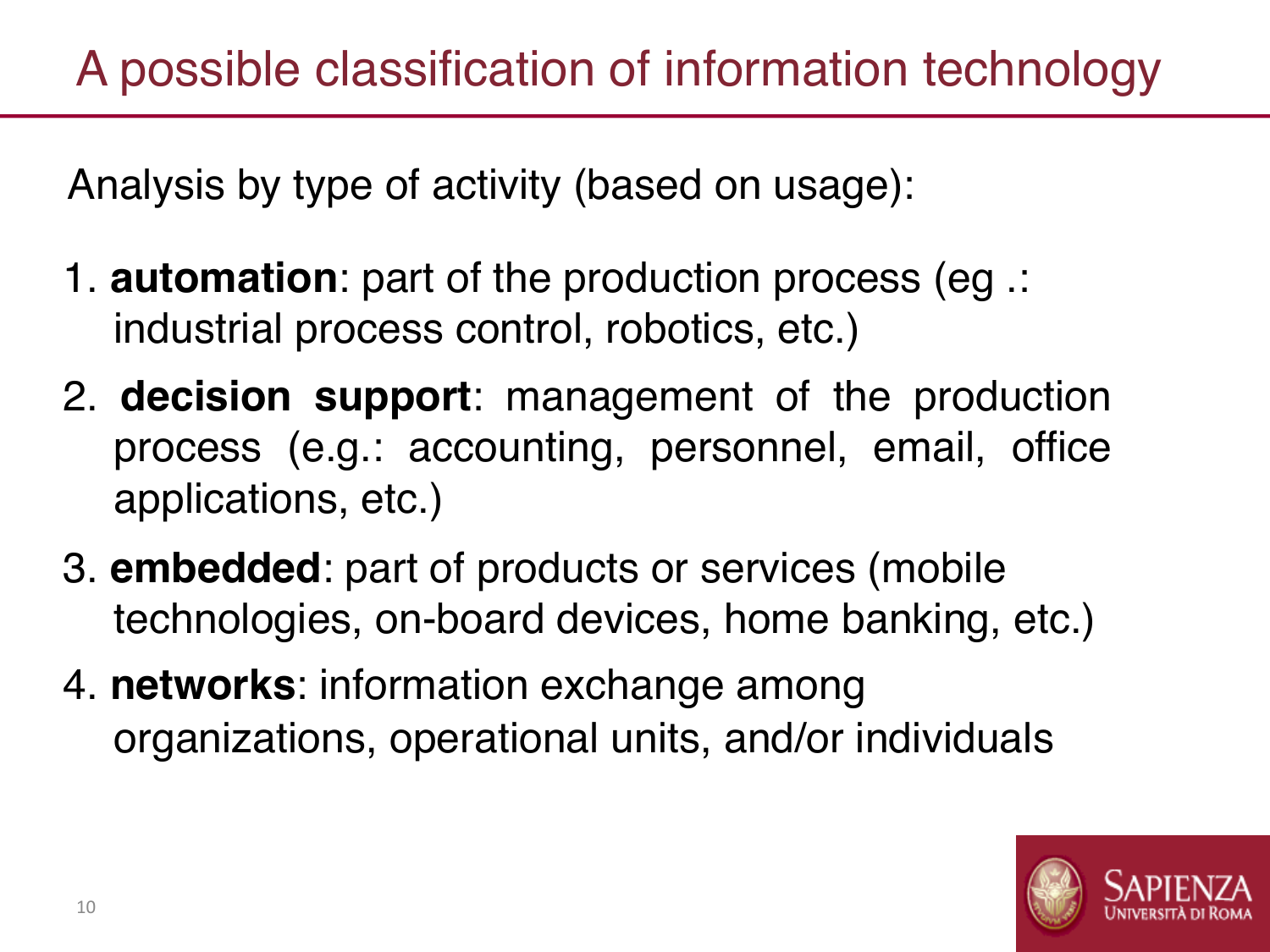# A possible classification of information technology

Analysis by type of activity (based on usage):

1. **automation**: part of the production process (eg .: industrial process control, robotics, etc.)
2. **decision support**: management of the production process (e.g.: accounting, personnel, email, office applications, etc.)
3. **embedded**: part of products or services (mobile technologies, on-board devices, home banking, etc.)
4. **networks**: information exchange among organizations, operational units, and/or individuals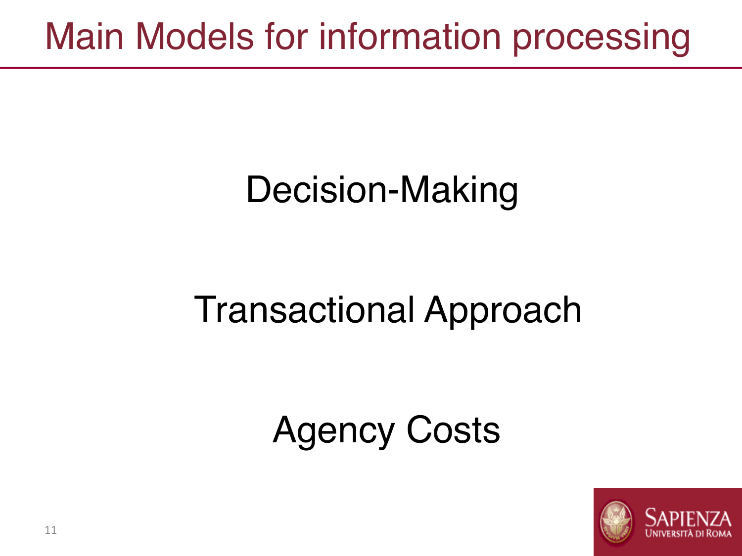# Main Models for information processing

Decision-Making

Transactional Approach

Agency Costs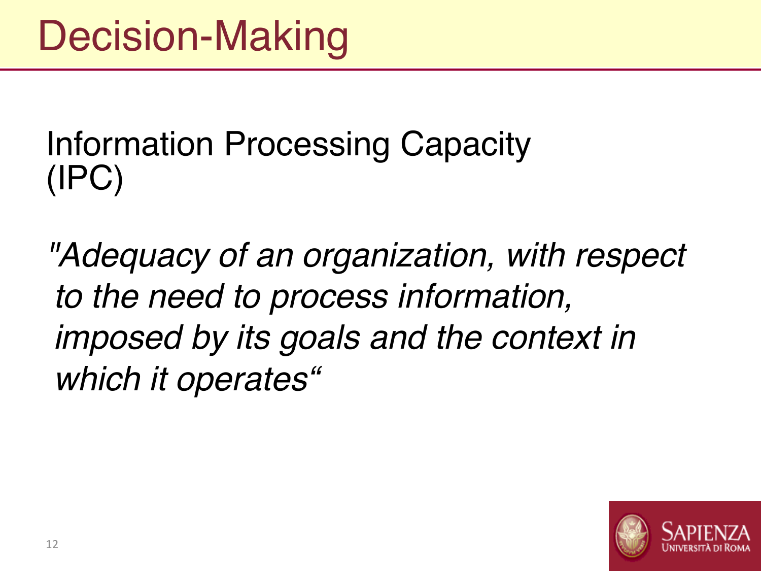# Decision-Making

Information Processing Capacity (IPC)

*"Adequacy of an organization, with respect to the need to process information, imposed by its goals and the context in which it operates"*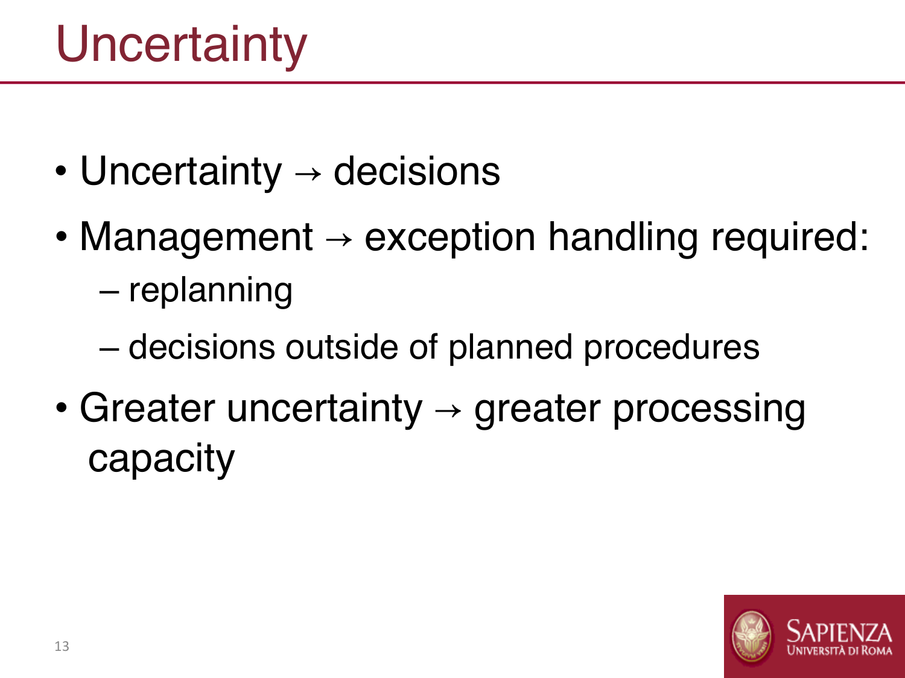# Uncertainty

- Uncertainty → decisions
- Management → exception handling required:
  - replanning
  - decisions outside of planned procedures
- Greater uncertainty → greater processing capacity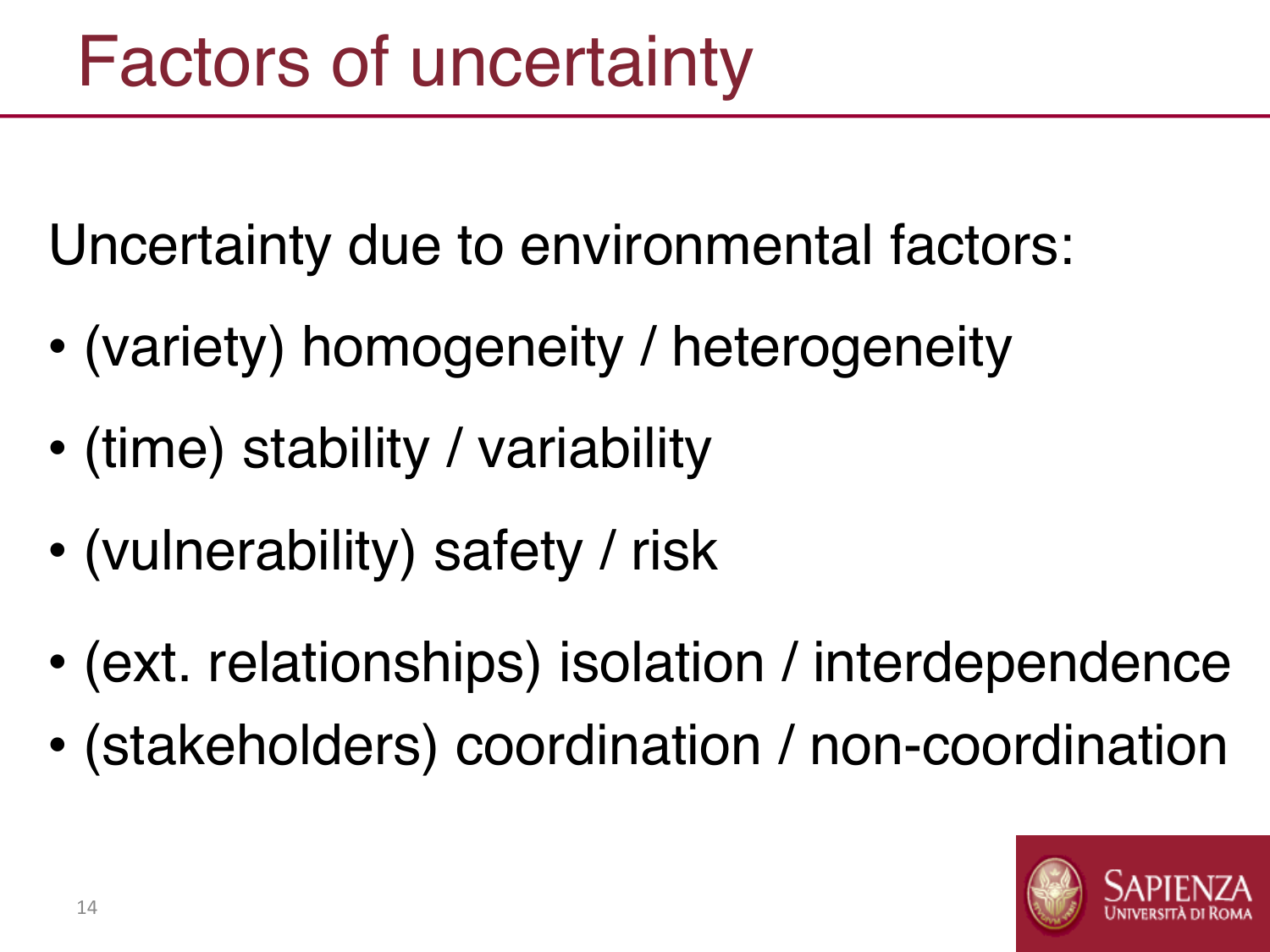# Factors of uncertainty

Uncertainty due to environmental factors:

- (variety) homogeneity / heterogeneity
- (time) stability / variability
- (vulnerability) safety / risk
- (ext. relationships) isolation / interdependence
- (stakeholders) coordination / non-coordination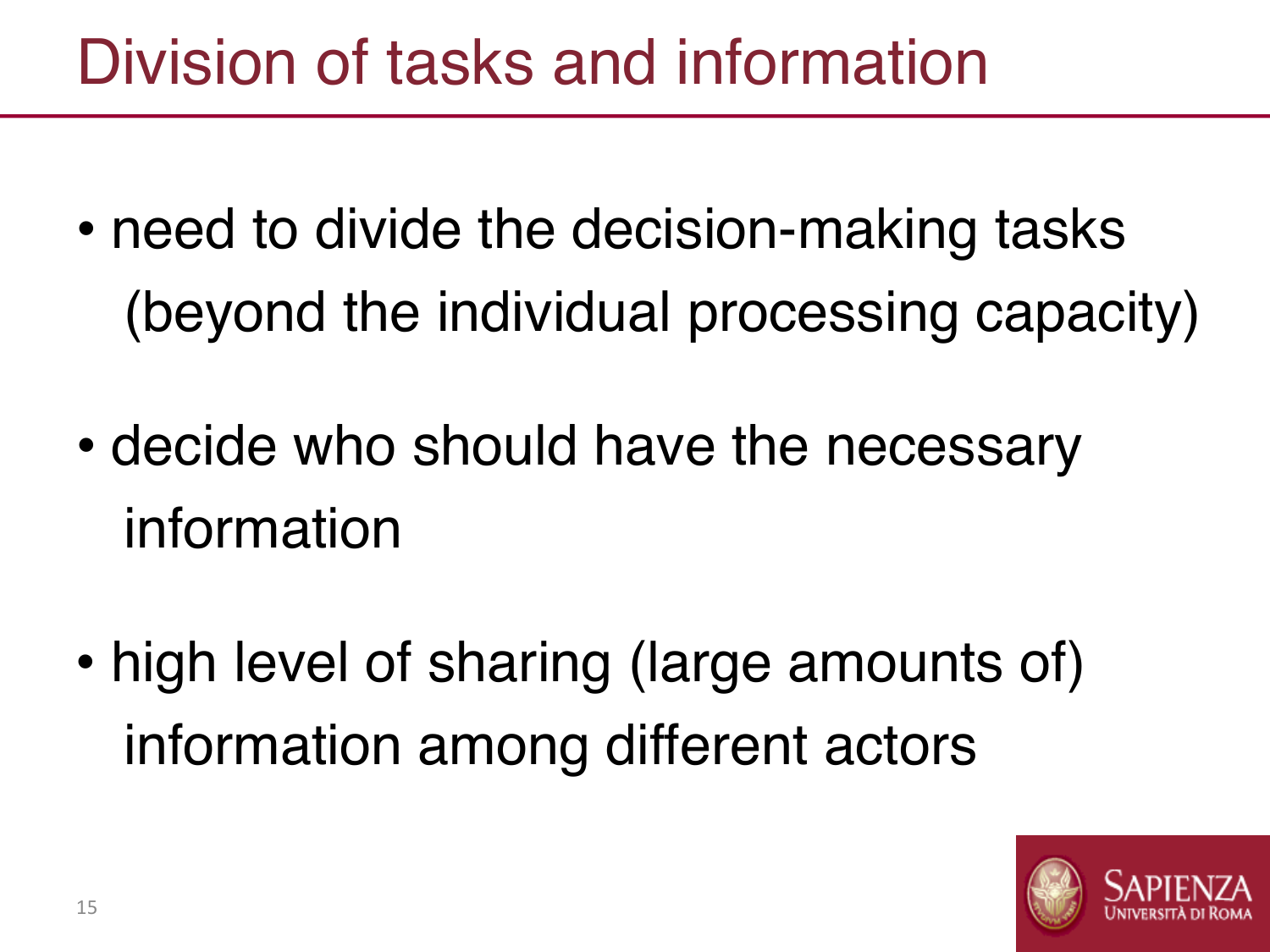# Division of tasks and information

- need to divide the decision-making tasks (beyond the individual processing capacity)
- decide who should have the necessary information
- high level of sharing (large amounts of) information among different actors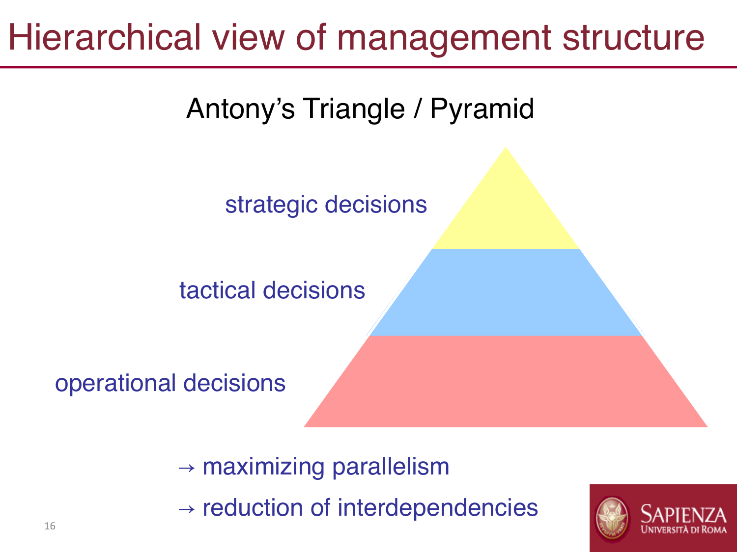# Hierarchical view of management structure

Antony's Triangle / Pyramid

strategic decisions

tactical decisions

operational decisions

→ maximizing parallelism

→ reduction of interdependencies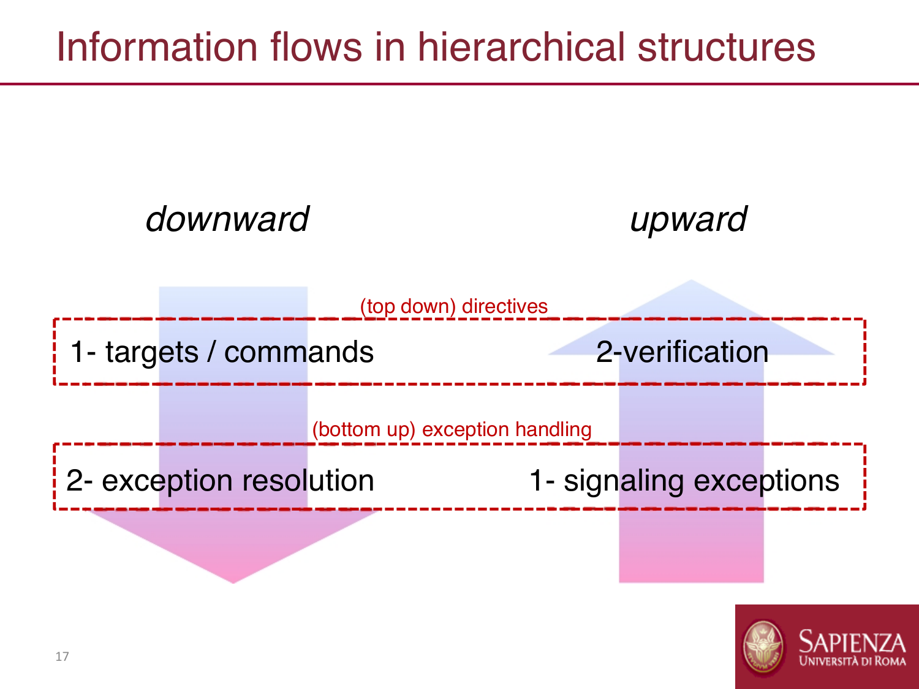# Information flows in hierarchical structures

| *downward* | | *upward* |
|---|---|---|
| | (top down) directives | |
| 1- targets / commands | | 2-verification |
| | (bottom up) exception handling | |
| 2- exception resolution | | 1- signaling exceptions |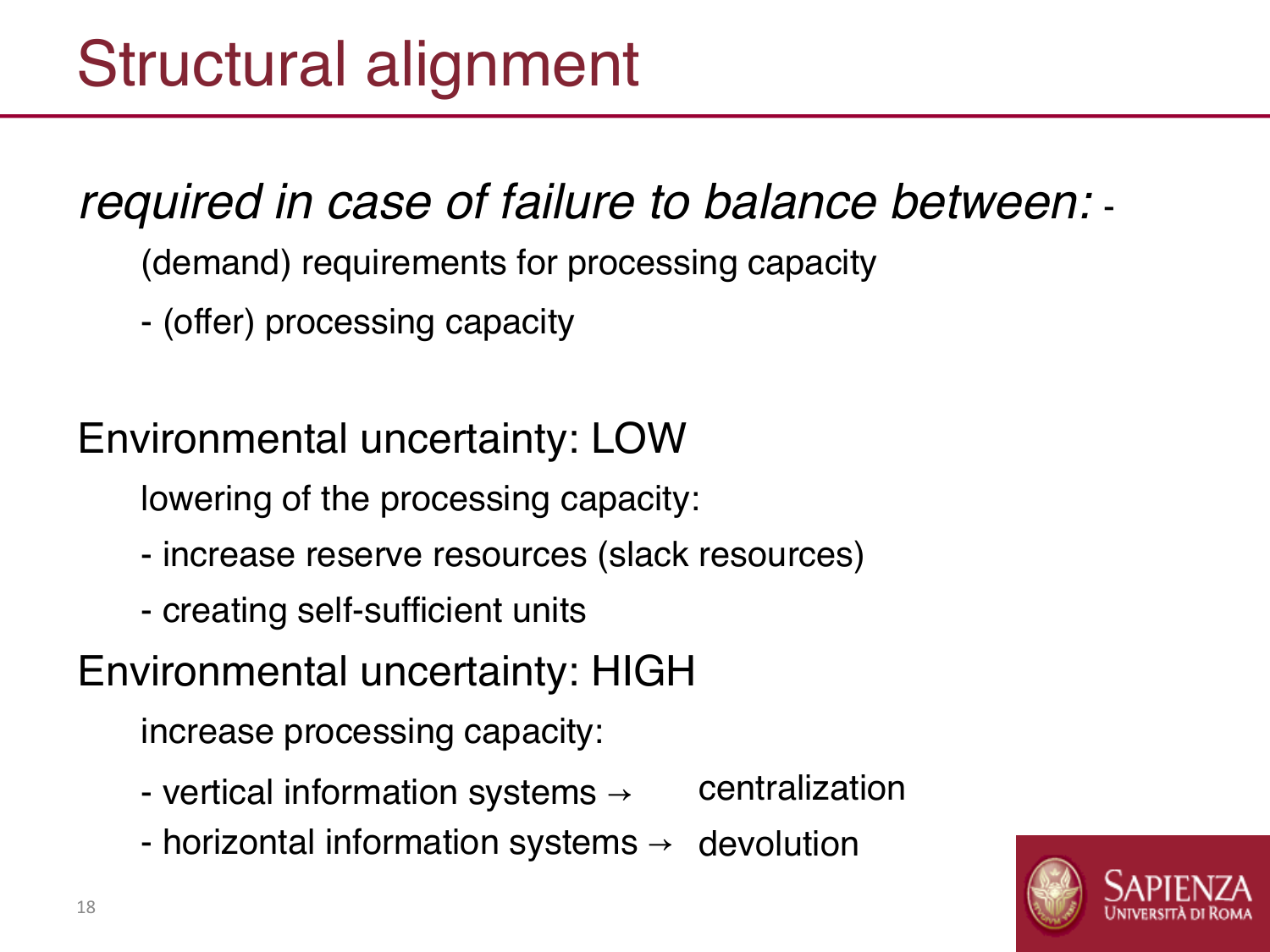# Structural alignment

*required in case of failure to balance between:* -

(demand) requirements for processing capacity

- (offer) processing capacity

Environmental uncertainty: LOW

lowering of the processing capacity:

- increase reserve resources (slack resources)
- creating self-sufficient units

Environmental uncertainty: HIGH

increase processing capacity:

- vertical information systems → centralization
- horizontal information systems → devolution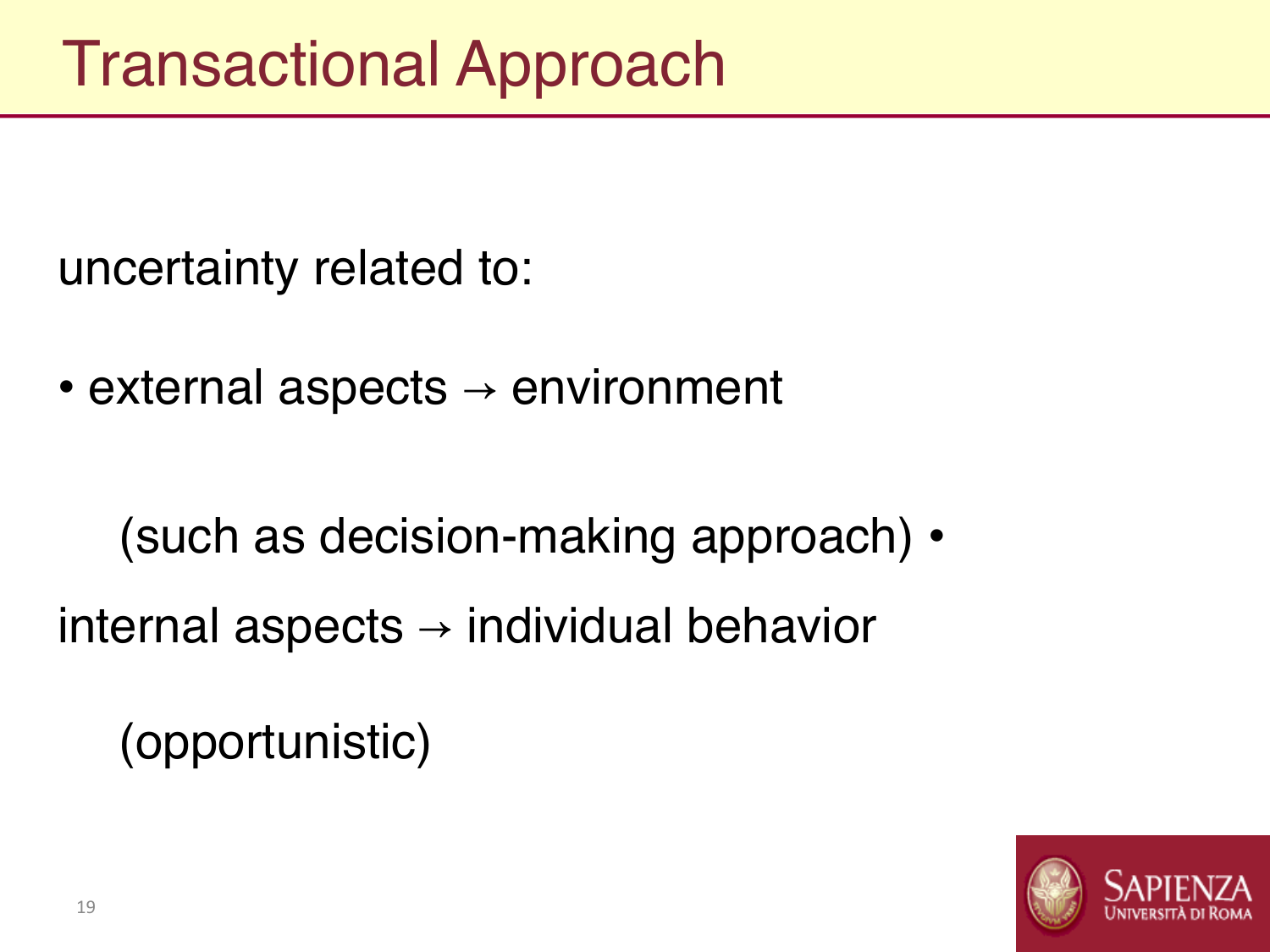# Transactional Approach

uncertainty related to:

- external aspects → environment

  (such as decision-making approach) •

internal aspects → individual behavior

  (opportunistic)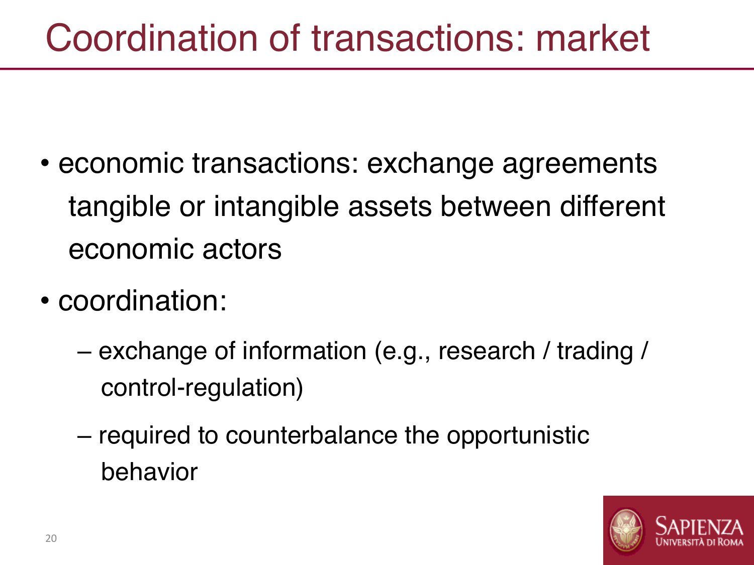# Coordination of transactions: market

- economic transactions: exchange agreements tangible or intangible assets between different economic actors
- coordination:
  - exchange of information (e.g., research / trading / control-regulation)
  - required to counterbalance the opportunistic behavior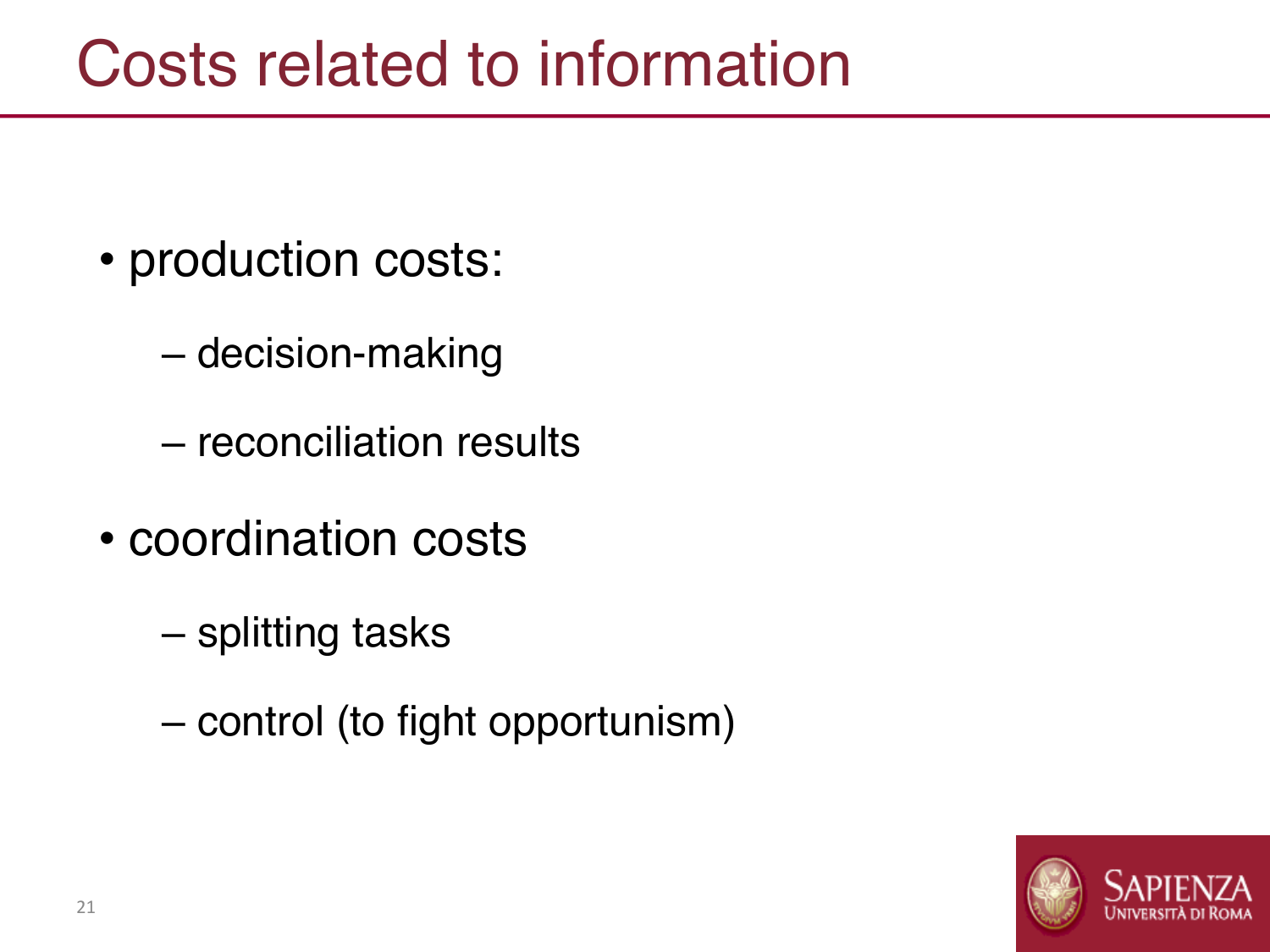# Costs related to information

- production costs:
  - decision-making
  - reconciliation results
- coordination costs
  - splitting tasks
  - control (to fight opportunism)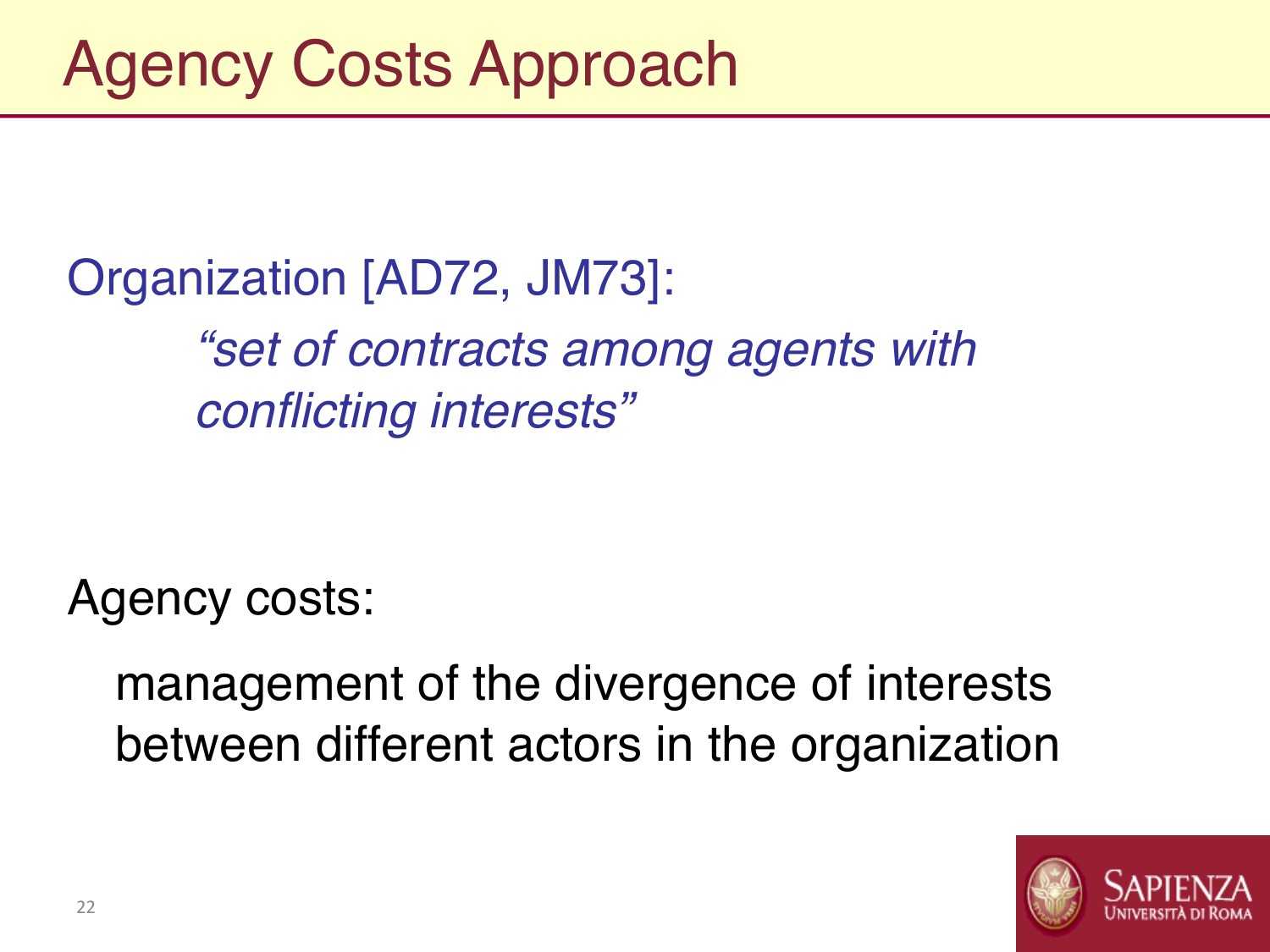# Agency Costs Approach

Organization [AD72, JM73]:

> *"set of contracts among agents with conflicting interests"*

Agency costs:

> management of the divergence of interests between different actors in the organization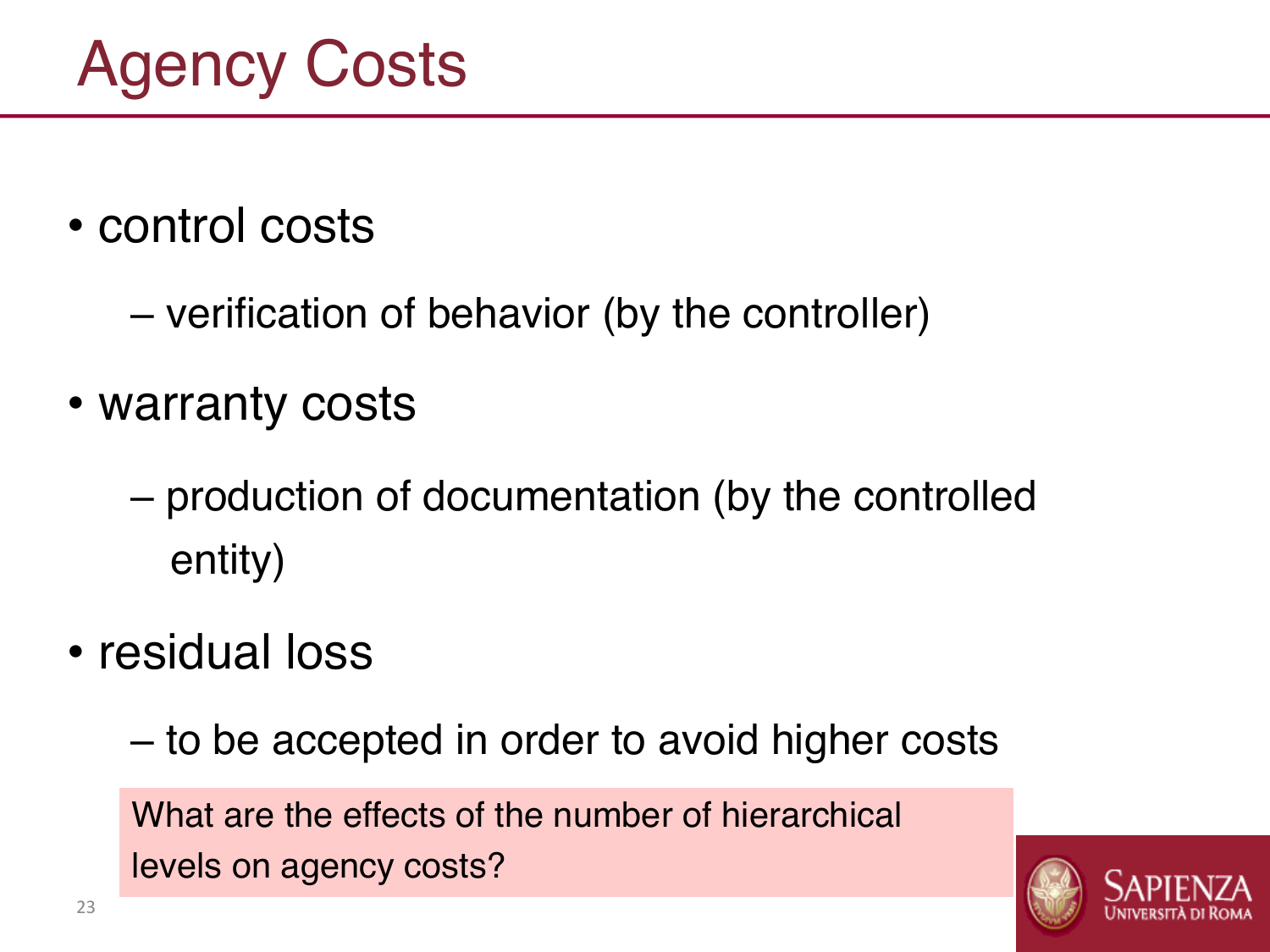# Agency Costs

- control costs
  - verification of behavior (by the controller)
- warranty costs
  - production of documentation (by the controlled entity)
- residual loss
  - to be accepted in order to avoid higher costs

What are the effects of the number of hierarchical levels on agency costs?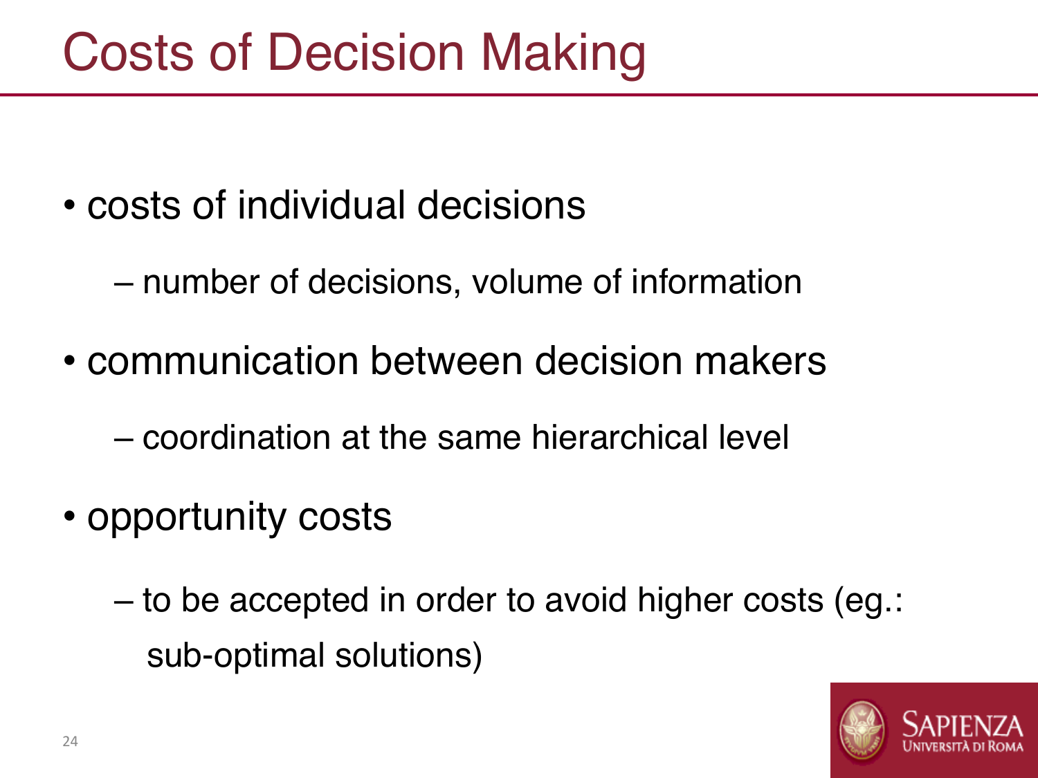# Costs of Decision Making

- costs of individual decisions
  - number of decisions, volume of information
- communication between decision makers
  - coordination at the same hierarchical level
- opportunity costs
  - to be accepted in order to avoid higher costs (eg.: sub-optimal solutions)